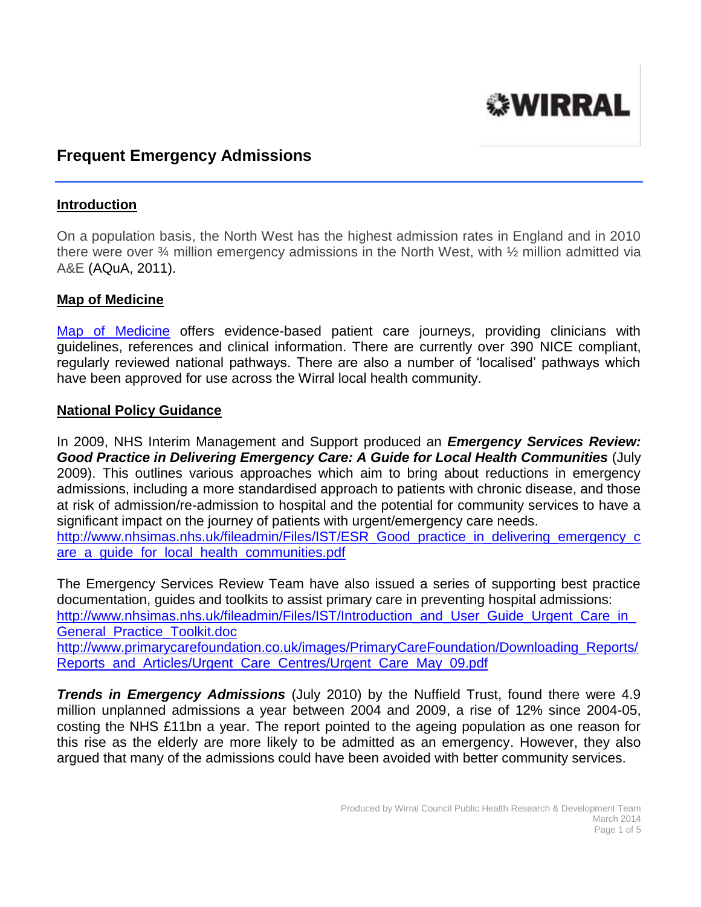# Frequent Emergency Admissions

## Introduction

On a population basis, the North West has the highest admission rates in England and in 2010 there were over ¾ million emergency admissions in the North West, with ½ million admitted via A&E (AQuA, 2011).

## Map of Medicine

Map of Medicine offers evidence-based patient care journeys, providing clinicians with guidelines, references and clinical information. There are currently over 390 NICE compliant, regularly reviewed national pathways. There are also a number of 'localised' pathways which have been approved for use across the Wirral local health community.

## National Policy Guidance

In 2009, NHS Interim Management and Support produced an ***Emergency Services Review: Good Practice in Delivering Emergency Care: A Guide for Local Health Communities*** (July 2009). This outlines various approaches which aim to bring about reductions in emergency admissions, including a more standardised approach to patients with chronic disease, and those at risk of admission/re-admission to hospital and the potential for community services to have a significant impact on the journey of patients with urgent/emergency care needs.
http://www.nhsimas.nhs.uk/fileadmin/Files/IST/ESR_Good_practice_in_delivering_emergency_care_a_guide_for_local_health_communities.pdf

The Emergency Services Review Team have also issued a series of supporting best practice documentation, guides and toolkits to assist primary care in preventing hospital admissions:
http://www.nhsimas.nhs.uk/fileadmin/Files/IST/Introduction_and_User_Guide_Urgent_Care_in_General_Practice_Toolkit.doc
http://www.primarycarefoundation.co.uk/images/PrimaryCareFoundation/Downloading_Reports/Reports_and_Articles/Urgent_Care_Centres/Urgent_Care_May_09.pdf

***Trends in Emergency Admissions*** (July 2010) by the Nuffield Trust, found there were 4.9 million unplanned admissions a year between 2004 and 2009, a rise of 12% since 2004-05, costing the NHS £11bn a year. The report pointed to the ageing population as one reason for this rise as the elderly are more likely to be admitted as an emergency. However, they also argued that many of the admissions could have been avoided with better community services.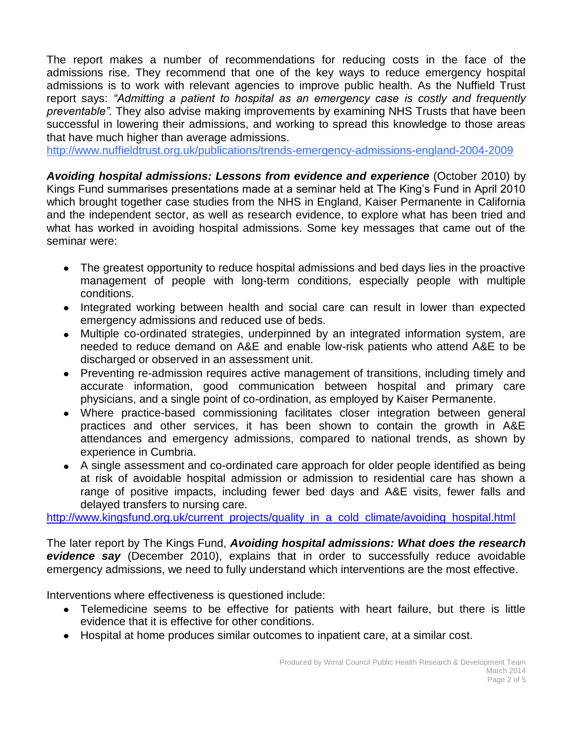The report makes a number of recommendations for reducing costs in the face of the admissions rise. They recommend that one of the key ways to reduce emergency hospital admissions is to work with relevant agencies to improve public health. As the Nuffield Trust report says: *"Admitting a patient to hospital as an emergency case is costly and frequently preventable".* They also advise making improvements by examining NHS Trusts that have been successful in lowering their admissions, and working to spread this knowledge to those areas that have much higher than average admissions.
http://www.nuffieldtrust.org.uk/publications/trends-emergency-admissions-england-2004-2009

***Avoiding hospital admissions: Lessons from evidence and experience*** (October 2010) by Kings Fund summarises presentations made at a seminar held at The King's Fund in April 2010 which brought together case studies from the NHS in England, Kaiser Permanente in California and the independent sector, as well as research evidence, to explore what has been tried and what has worked in avoiding hospital admissions. Some key messages that came out of the seminar were:

- The greatest opportunity to reduce hospital admissions and bed days lies in the proactive management of people with long-term conditions, especially people with multiple conditions.
- Integrated working between health and social care can result in lower than expected emergency admissions and reduced use of beds.
- Multiple co-ordinated strategies, underpinned by an integrated information system, are needed to reduce demand on A&E and enable low-risk patients who attend A&E to be discharged or observed in an assessment unit.
- Preventing re-admission requires active management of transitions, including timely and accurate information, good communication between hospital and primary care physicians, and a single point of co-ordination, as employed by Kaiser Permanente.
- Where practice-based commissioning facilitates closer integration between general practices and other services, it has been shown to contain the growth in A&E attendances and emergency admissions, compared to national trends, as shown by experience in Cumbria.
- A single assessment and co-ordinated care approach for older people identified as being at risk of avoidable hospital admission or admission to residential care has shown a range of positive impacts, including fewer bed days and A&E visits, fewer falls and delayed transfers to nursing care.

http://www.kingsfund.org.uk/current_projects/quality_in_a_cold_climate/avoiding_hospital.html

The later report by The Kings Fund, ***Avoiding hospital admissions: What does the research evidence say*** (December 2010), explains that in order to successfully reduce avoidable emergency admissions, we need to fully understand which interventions are the most effective.

Interventions where effectiveness is questioned include:

- Telemedicine seems to be effective for patients with heart failure, but there is little evidence that it is effective for other conditions.
- Hospital at home produces similar outcomes to inpatient care, at a similar cost.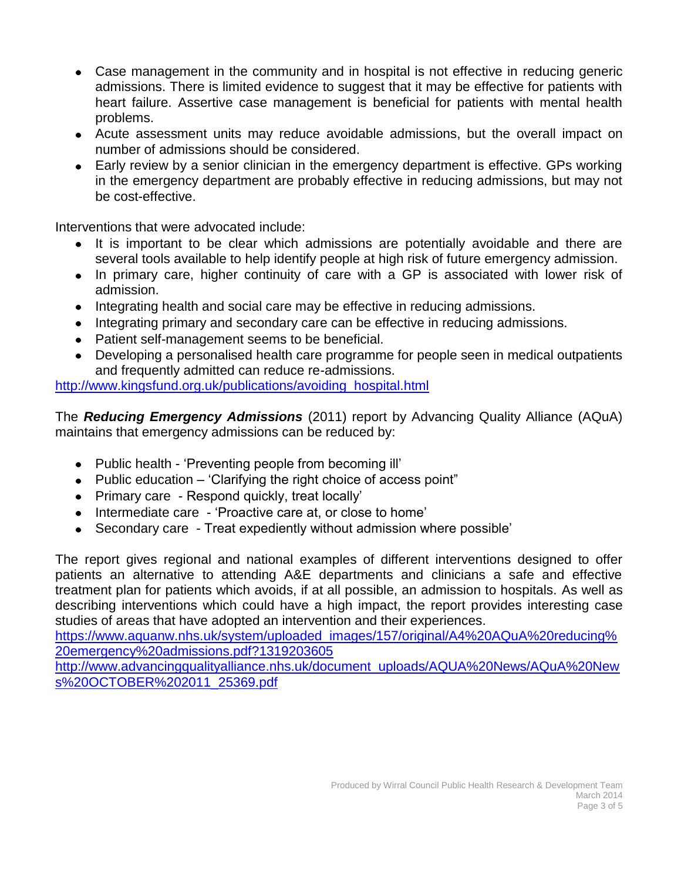- Case management in the community and in hospital is not effective in reducing generic admissions. There is limited evidence to suggest that it may be effective for patients with heart failure. Assertive case management is beneficial for patients with mental health problems.
- Acute assessment units may reduce avoidable admissions, but the overall impact on number of admissions should be considered.
- Early review by a senior clinician in the emergency department is effective. GPs working in the emergency department are probably effective in reducing admissions, but may not be cost-effective.

Interventions that were advocated include:

- It is important to be clear which admissions are potentially avoidable and there are several tools available to help identify people at high risk of future emergency admission.
- In primary care, higher continuity of care with a GP is associated with lower risk of admission.
- Integrating health and social care may be effective in reducing admissions.
- Integrating primary and secondary care can be effective in reducing admissions.
- Patient self-management seems to be beneficial.
- Developing a personalised health care programme for people seen in medical outpatients and frequently admitted can reduce re-admissions.

http://www.kingsfund.org.uk/publications/avoiding_hospital.html

The ***Reducing Emergency Admissions*** (2011) report by Advancing Quality Alliance (AQuA) maintains that emergency admissions can be reduced by:

- Public health - 'Preventing people from becoming ill'
- Public education – 'Clarifying the right choice of access point"
- Primary care - Respond quickly, treat locally'
- Intermediate care - 'Proactive care at, or close to home'
- Secondary care - Treat expediently without admission where possible'

The report gives regional and national examples of different interventions designed to offer patients an alternative to attending A&E departments and clinicians a safe and effective treatment plan for patients which avoids, if at all possible, an admission to hospitals. As well as describing interventions which could have a high impact, the report provides interesting case studies of areas that have adopted an intervention and their experiences.

https://www.aquanw.nhs.uk/system/uploaded_images/157/original/A4%20AQuA%20reducing%20emergency%20admissions.pdf?1319203605

http://www.advancingqualityalliance.nhs.uk/document_uploads/AQUA%20News/AQuA%20News%20OCTOBER%202011_25369.pdf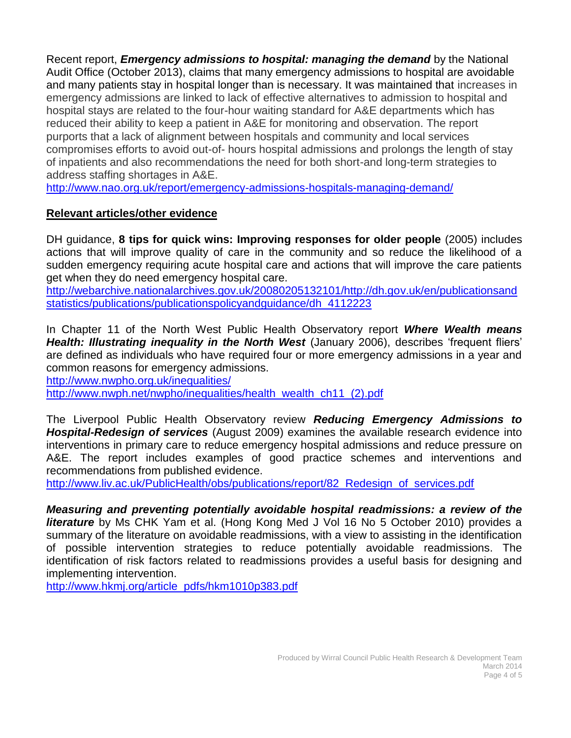Recent report, ***Emergency admissions to hospital: managing the demand*** by the National Audit Office (October 2013), claims that many emergency admissions to hospital are avoidable and many patients stay in hospital longer than is necessary. It was maintained that increases in emergency admissions are linked to lack of effective alternatives to admission to hospital and hospital stays are related to the four-hour waiting standard for A&E departments which has reduced their ability to keep a patient in A&E for monitoring and observation. The report purports that a lack of alignment between hospitals and community and local services compromises efforts to avoid out-of- hours hospital admissions and prolongs the length of stay of inpatients and also recommendations the need for both short-and long-term strategies to address staffing shortages in A&E.
http://www.nao.org.uk/report/emergency-admissions-hospitals-managing-demand/

## Relevant articles/other evidence

DH guidance, **8 tips for quick wins: Improving responses for older people** (2005) includes actions that will improve quality of care in the community and so reduce the likelihood of a sudden emergency requiring acute hospital care and actions that will improve the care patients get when they do need emergency hospital care.
http://webarchive.nationalarchives.gov.uk/20080205132101/http://dh.gov.uk/en/publicationsandstatistics/publications/publicationspolicyandguidance/dh_4112223

In Chapter 11 of the North West Public Health Observatory report ***Where Wealth means Health: Illustrating inequality in the North West*** (January 2006), describes 'frequent fliers' are defined as individuals who have required four or more emergency admissions in a year and common reasons for emergency admissions.
http://www.nwpho.org.uk/inequalities/
http://www.nwph.net/nwpho/inequalities/health_wealth_ch11_(2).pdf

The Liverpool Public Health Observatory review ***Reducing Emergency Admissions to Hospital-Redesign of services*** (August 2009) examines the available research evidence into interventions in primary care to reduce emergency hospital admissions and reduce pressure on A&E. The report includes examples of good practice schemes and interventions and recommendations from published evidence.
http://www.liv.ac.uk/PublicHealth/obs/publications/report/82_Redesign_of_services.pdf

***Measuring and preventing potentially avoidable hospital readmissions: a review of the literature*** by Ms CHK Yam et al. (Hong Kong Med J Vol 16 No 5 October 2010) provides a summary of the literature on avoidable readmissions, with a view to assisting in the identification of possible intervention strategies to reduce potentially avoidable readmissions. The identification of risk factors related to readmissions provides a useful basis for designing and implementing intervention.
http://www.hkmj.org/article_pdfs/hkm1010p383.pdf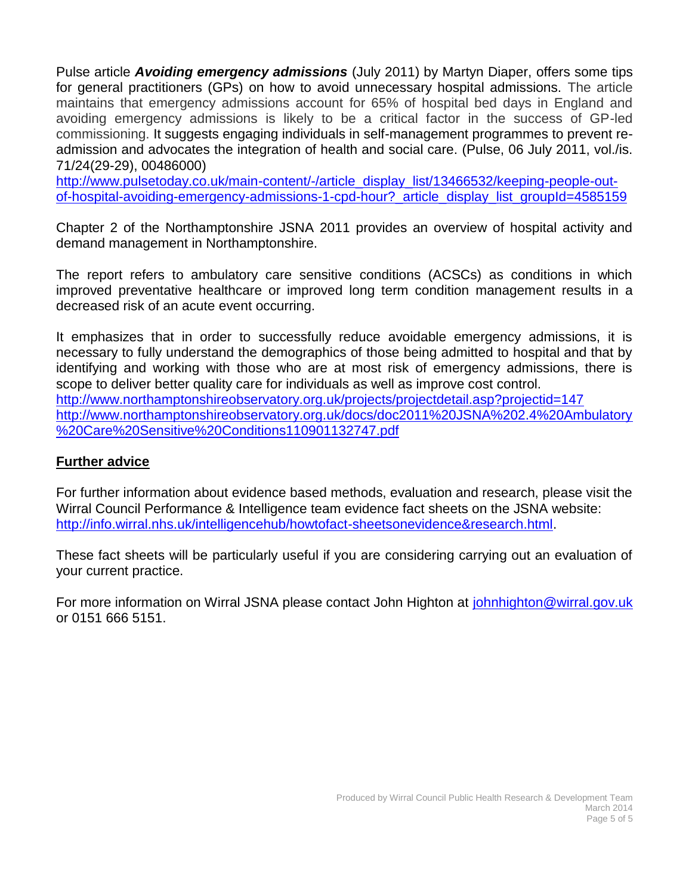Pulse article ***Avoiding emergency admissions*** (July 2011) by Martyn Diaper, offers some tips for general practitioners (GPs) on how to avoid unnecessary hospital admissions. The article maintains that emergency admissions account for 65% of hospital bed days in England and avoiding emergency admissions is likely to be a critical factor in the success of GP-led commissioning. It suggests engaging individuals in self-management programmes to prevent re-admission and advocates the integration of health and social care. (Pulse, 06 July 2011, vol./is. 71/24(29-29), 00486000)
http://www.pulsetoday.co.uk/main-content/-/article_display_list/13466532/keeping-people-out-of-hospital-avoiding-emergency-admissions-1-cpd-hour?_article_display_list_groupId=4585159

Chapter 2 of the Northamptonshire JSNA 2011 provides an overview of hospital activity and demand management in Northamptonshire.

The report refers to ambulatory care sensitive conditions (ACSCs) as conditions in which improved preventative healthcare or improved long term condition management results in a decreased risk of an acute event occurring.

It emphasizes that in order to successfully reduce avoidable emergency admissions, it is necessary to fully understand the demographics of those being admitted to hospital and that by identifying and working with those who are at most risk of emergency admissions, there is scope to deliver better quality care for individuals as well as improve cost control.
http://www.northamptonshireobservatory.org.uk/projects/projectdetail.asp?projectid=147
http://www.northamptonshireobservatory.org.uk/docs/doc2011%20JSNA%202.4%20Ambulatory%20Care%20Sensitive%20Conditions110901132747.pdf

## Further advice

For further information about evidence based methods, evaluation and research, please visit the Wirral Council Performance & Intelligence team evidence fact sheets on the JSNA website: http://info.wirral.nhs.uk/intelligencehub/howtofact-sheetsonevidence&research.html.

These fact sheets will be particularly useful if you are considering carrying out an evaluation of your current practice.

For more information on Wirral JSNA please contact John Highton at johnhighton@wirral.gov.uk or 0151 666 5151.

Produced by Wirral Council Public Health Research & Development Team
March 2014